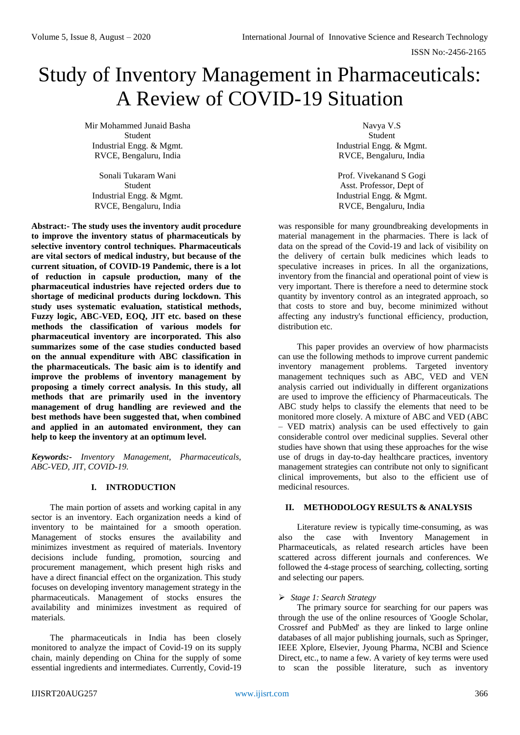# Study of Inventory Management in Pharmaceuticals: A Review of COVID-19 Situation

Mir Mohammed Junaid Basha
Student
Industrial Engg. & Mgmt.
RVCE, Bengaluru, India

Navya V.S
Student
Industrial Engg. & Mgmt.
RVCE, Bengaluru, India

Sonali Tukaram Wani
Student
Industrial Engg. & Mgmt.
RVCE, Bengaluru, India

Prof. Vivekanand S Gogi
Asst. Professor, Dept of
Industrial Engg. & Mgmt.
RVCE, Bengaluru, India

**Abstract:- The study uses the inventory audit procedure to improve the inventory status of pharmaceuticals by selective inventory control techniques. Pharmaceuticals are vital sectors of medical industry, but because of the current situation, of COVID-19 Pandemic, there is a lot of reduction in capsule production, many of the pharmaceutical industries have rejected orders due to shortage of medicinal products during lockdown. This study uses systematic evaluation, statistical methods, Fuzzy logic, ABC-VED, EOQ, JIT etc. based on these methods the classification of various models for pharmaceutical inventory are incorporated. This also summarizes some of the case studies conducted based on the annual expenditure with ABC classification in the pharmaceuticals. The basic aim is to identify and improve the problems of inventory management by proposing a timely correct analysis. In this study, all methods that are primarily used in the inventory management of drug handling are reviewed and the best methods have been suggested that, when combined and applied in an automated environment, they can help to keep the inventory at an optimum level.**

***Keywords:-*** *Inventory Management, Pharmaceuticals, ABC-VED, JIT, COVID-19.*

## I. INTRODUCTION

The main portion of assets and working capital in any sector is an inventory. Each organization needs a kind of inventory to be maintained for a smooth operation. Management of stocks ensures the availability and minimizes investment as required of materials. Inventory decisions include funding, promotion, sourcing and procurement management, which present high risks and have a direct financial effect on the organization. This study focuses on developing inventory management strategy in the pharmaceuticals. Management of stocks ensures the availability and minimizes investment as required of materials.

The pharmaceuticals in India has been closely monitored to analyze the impact of Covid-19 on its supply chain, mainly depending on China for the supply of some essential ingredients and intermediates. Currently, Covid-19 was responsible for many groundbreaking developments in material management in the pharmacies. There is lack of data on the spread of the Covid-19 and lack of visibility on the delivery of certain bulk medicines which leads to speculative increases in prices. In all the organizations, inventory from the financial and operational point of view is very important. There is therefore a need to determine stock quantity by inventory control as an integrated approach, so that costs to store and buy, become minimized without affecting any industry's functional efficiency, production, distribution etc.

This paper provides an overview of how pharmacists can use the following methods to improve current pandemic inventory management problems. Targeted inventory management techniques such as ABC, VED and VEN analysis carried out individually in different organizations are used to improve the efficiency of Pharmaceuticals. The ABC study helps to classify the elements that need to be monitored more closely. A mixture of ABC and VED (ABC – VED matrix) analysis can be used effectively to gain considerable control over medicinal supplies. Several other studies have shown that using these approaches for the wise use of drugs in day-to-day healthcare practices, inventory management strategies can contribute not only to significant clinical improvements, but also to the efficient use of medicinal resources.

## II. METHODOLOGY RESULTS & ANALYSIS

Literature review is typically time-consuming, as was also the case with Inventory Management in Pharmaceuticals, as related research articles have been scattered across different journals and conferences. We followed the 4-stage process of searching, collecting, sorting and selecting our papers.

- *Stage 1: Search Strategy*

The primary source for searching for our papers was through the use of the online resources of 'Google Scholar, Crossref and PubMed' as they are linked to large online databases of all major publishing journals, such as Springer, IEEE Xplore, Elsevier, Jyoung Pharma, NCBI and Science Direct, etc., to name a few. A variety of key terms were used to scan the possible literature, such as inventory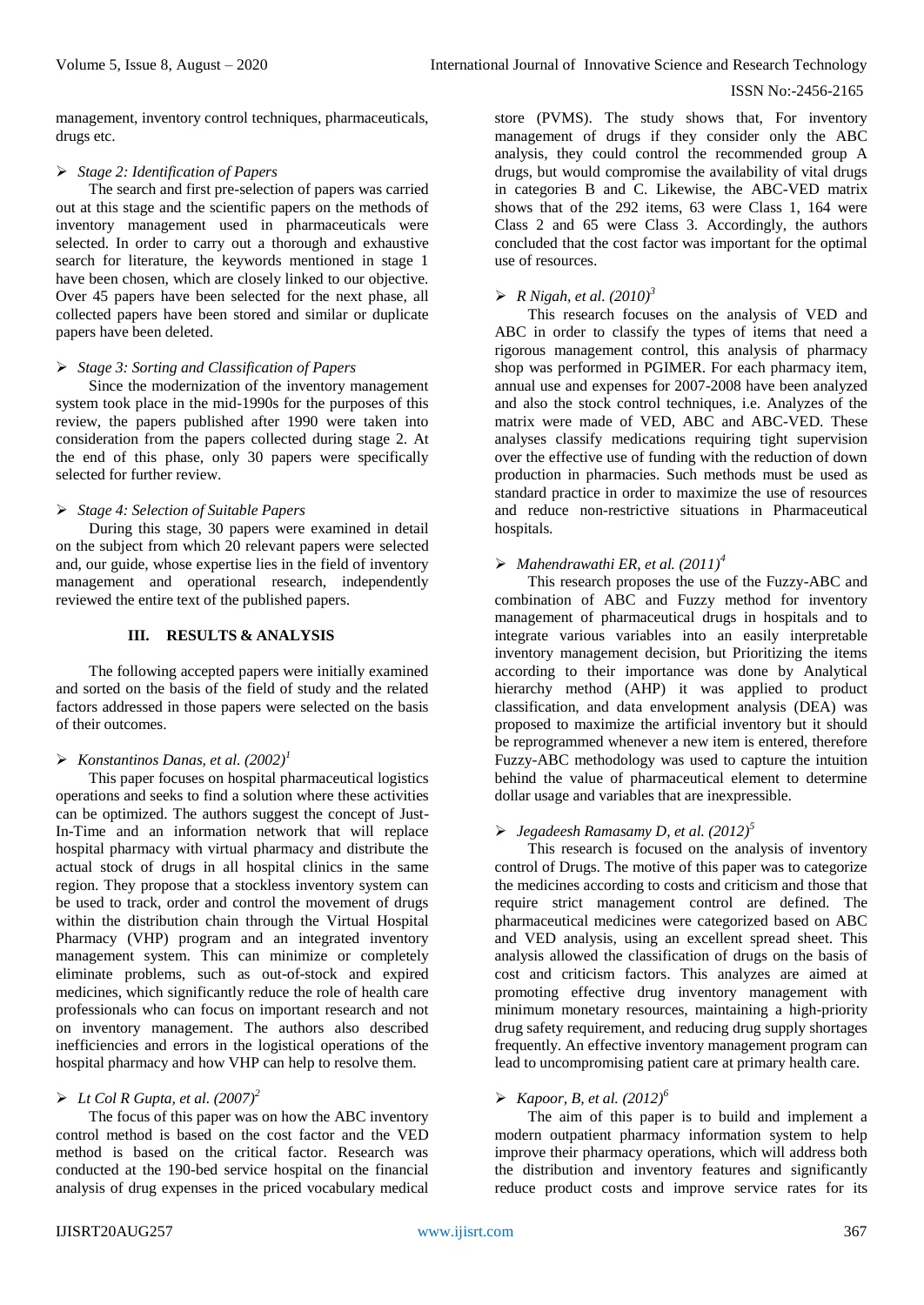management, inventory control techniques, pharmaceuticals, drugs etc.

➢ *Stage 2: Identification of Papers*

The search and first pre-selection of papers was carried out at this stage and the scientific papers on the methods of inventory management used in pharmaceuticals were selected. In order to carry out a thorough and exhaustive search for literature, the keywords mentioned in stage 1 have been chosen, which are closely linked to our objective. Over 45 papers have been selected for the next phase, all collected papers have been stored and similar or duplicate papers have been deleted.

➢ *Stage 3: Sorting and Classification of Papers*

Since the modernization of the inventory management system took place in the mid-1990s for the purposes of this review, the papers published after 1990 were taken into consideration from the papers collected during stage 2. At the end of this phase, only 30 papers were specifically selected for further review.

➢ *Stage 4: Selection of Suitable Papers*

During this stage, 30 papers were examined in detail on the subject from which 20 relevant papers were selected and, our guide, whose expertise lies in the field of inventory management and operational research, independently reviewed the entire text of the published papers.

## III. RESULTS & ANALYSIS

The following accepted papers were initially examined and sorted on the basis of the field of study and the related factors addressed in those papers were selected on the basis of their outcomes.

➢ *Konstantinos Danas, et al. (2002)[1]*

This paper focuses on hospital pharmaceutical logistics operations and seeks to find a solution where these activities can be optimized. The authors suggest the concept of Just-In-Time and an information network that will replace hospital pharmacy with virtual pharmacy and distribute the actual stock of drugs in all hospital clinics in the same region. They propose that a stockless inventory system can be used to track, order and control the movement of drugs within the distribution chain through the Virtual Hospital Pharmacy (VHP) program and an integrated inventory management system. This can minimize or completely eliminate problems, such as out-of-stock and expired medicines, which significantly reduce the role of health care professionals who can focus on important research and not on inventory management. The authors also described inefficiencies and errors in the logistical operations of the hospital pharmacy and how VHP can help to resolve them.

➢ *Lt Col R Gupta, et al. (2007)[2]*

The focus of this paper was on how the ABC inventory control method is based on the cost factor and the VED method is based on the critical factor. Research was conducted at the 190-bed service hospital on the financial analysis of drug expenses in the priced vocabulary medical store (PVMS). The study shows that, For inventory management of drugs if they consider only the ABC analysis, they could control the recommended group A drugs, but would compromise the availability of vital drugs in categories B and C. Likewise, the ABC-VED matrix shows that of the 292 items, 63 were Class 1, 164 were Class 2 and 65 were Class 3. Accordingly, the authors concluded that the cost factor was important for the optimal use of resources.

➢ *R Nigah, et al. (2010)[3]*

This research focuses on the analysis of VED and ABC in order to classify the types of items that need a rigorous management control, this analysis of pharmacy shop was performed in PGIMER. For each pharmacy item, annual use and expenses for 2007-2008 have been analyzed and also the stock control techniques, i.e. Analyzes of the matrix were made of VED, ABC and ABC-VED. These analyses classify medications requiring tight supervision over the effective use of funding with the reduction of down production in pharmacies. Such methods must be used as standard practice in order to maximize the use of resources and reduce non-restrictive situations in Pharmaceutical hospitals.

➢ *Mahendrawathi ER, et al. (2011)[4]*

This research proposes the use of the Fuzzy-ABC and combination of ABC and Fuzzy method for inventory management of pharmaceutical drugs in hospitals and to integrate various variables into an easily interpretable inventory management decision, but Prioritizing the items according to their importance was done by Analytical hierarchy method (AHP) it was applied to product classification, and data envelopment analysis (DEA) was proposed to maximize the artificial inventory but it should be reprogrammed whenever a new item is entered, therefore Fuzzy-ABC methodology was used to capture the intuition behind the value of pharmaceutical element to determine dollar usage and variables that are inexpressible.

➢ *Jegadeesh Ramasamy D, et al. (2012)[5]*

This research is focused on the analysis of inventory control of Drugs. The motive of this paper was to categorize the medicines according to costs and criticism and those that require strict management control are defined. The pharmaceutical medicines were categorized based on ABC and VED analysis, using an excellent spread sheet. This analysis allowed the classification of drugs on the basis of cost and criticism factors. This analyzes are aimed at promoting effective drug inventory management with minimum monetary resources, maintaining a high-priority drug safety requirement, and reducing drug supply shortages frequently. An effective inventory management program can lead to uncompromising patient care at primary health care.

➢ *Kapoor, B, et al. (2012)[6]*

The aim of this paper is to build and implement a modern outpatient pharmacy information system to help improve their pharmacy operations, which will address both the distribution and inventory features and significantly reduce product costs and improve service rates for its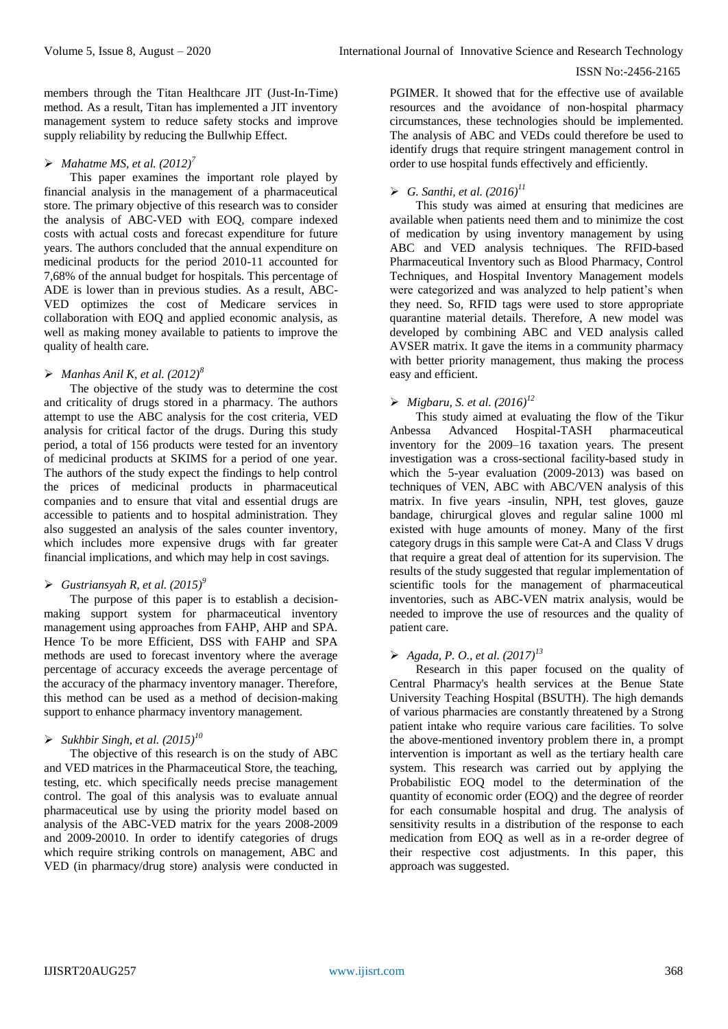members through the Titan Healthcare JIT (Just-In-Time) method. As a result, Titan has implemented a JIT inventory management system to reduce safety stocks and improve supply reliability by reducing the Bullwhip Effect.

➢ *Mahatme MS, et al. (2012)*[7]

This paper examines the important role played by financial analysis in the management of a pharmaceutical store. The primary objective of this research was to consider the analysis of ABC-VED with EOQ, compare indexed costs with actual costs and forecast expenditure for future years. The authors concluded that the annual expenditure on medicinal products for the period 2010-11 accounted for 7,68% of the annual budget for hospitals. This percentage of ADE is lower than in previous studies. As a result, ABC-VED optimizes the cost of Medicare services in collaboration with EOQ and applied economic analysis, as well as making money available to patients to improve the quality of health care.

➢ *Manhas Anil K, et al. (2012)*[8]

The objective of the study was to determine the cost and criticality of drugs stored in a pharmacy. The authors attempt to use the ABC analysis for the cost criteria, VED analysis for critical factor of the drugs. During this study period, a total of 156 products were tested for an inventory of medicinal products at SKIMS for a period of one year. The authors of the study expect the findings to help control the prices of medicinal products in pharmaceutical companies and to ensure that vital and essential drugs are accessible to patients and to hospital administration. They also suggested an analysis of the sales counter inventory, which includes more expensive drugs with far greater financial implications, and which may help in cost savings.

➢ *Gustriansyah R, et al. (2015)*[9]

The purpose of this paper is to establish a decision-making support system for pharmaceutical inventory management using approaches from FAHP, AHP and SPA. Hence To be more Efficient, DSS with FAHP and SPA methods are used to forecast inventory where the average percentage of accuracy exceeds the average percentage of the accuracy of the pharmacy inventory manager. Therefore, this method can be used as a method of decision-making support to enhance pharmacy inventory management.

➢ *Sukhbir Singh, et al. (2015)*[10]

The objective of this research is on the study of ABC and VED matrices in the Pharmaceutical Store, the teaching, testing, etc. which specifically needs precise management control. The goal of this analysis was to evaluate annual pharmaceutical use by using the priority model based on analysis of the ABC-VED matrix for the years 2008-2009 and 2009-20010. In order to identify categories of drugs which require striking controls on management, ABC and VED (in pharmacy/drug store) analysis were conducted in PGIMER. It showed that for the effective use of available resources and the avoidance of non-hospital pharmacy circumstances, these technologies should be implemented. The analysis of ABC and VEDs could therefore be used to identify drugs that require stringent management control in order to use hospital funds effectively and efficiently.

➢ *G. Santhi, et al. (2016)*[11]

This study was aimed at ensuring that medicines are available when patients need them and to minimize the cost of medication by using inventory management by using ABC and VED analysis techniques. The RFID-based Pharmaceutical Inventory such as Blood Pharmacy, Control Techniques, and Hospital Inventory Management models were categorized and was analyzed to help patient's when they need. So, RFID tags were used to store appropriate quarantine material details. Therefore, A new model was developed by combining ABC and VED analysis called AVSER matrix. It gave the items in a community pharmacy with better priority management, thus making the process easy and efficient.

➢ *Migbaru, S. et al. (2016)*[12]

This study aimed at evaluating the flow of the Tikur Anbessa Advanced Hospital-TASH pharmaceutical inventory for the 2009–16 taxation years. The present investigation was a cross-sectional facility-based study in which the 5-year evaluation (2009-2013) was based on techniques of VEN, ABC with ABC/VEN analysis of this matrix. In five years -insulin, NPH, test gloves, gauze bandage, chirurgical gloves and regular saline 1000 ml existed with huge amounts of money. Many of the first category drugs in this sample were Cat-A and Class V drugs that require a great deal of attention for its supervision. The results of the study suggested that regular implementation of scientific tools for the management of pharmaceutical inventories, such as ABC-VEN matrix analysis, would be needed to improve the use of resources and the quality of patient care.

➢ *Agada, P. O., et al. (2017)*[13]

Research in this paper focused on the quality of Central Pharmacy's health services at the Benue State University Teaching Hospital (BSUTH). The high demands of various pharmacies are constantly threatened by a Strong patient intake who require various care facilities. To solve the above-mentioned inventory problem there in, a prompt intervention is important as well as the tertiary health care system. This research was carried out by applying the Probabilistic EOQ model to the determination of the quantity of economic order (EOQ) and the degree of reorder for each consumable hospital and drug. The analysis of sensitivity results in a distribution of the response to each medication from EOQ as well as in a re-order degree of their respective cost adjustments. In this paper, this approach was suggested.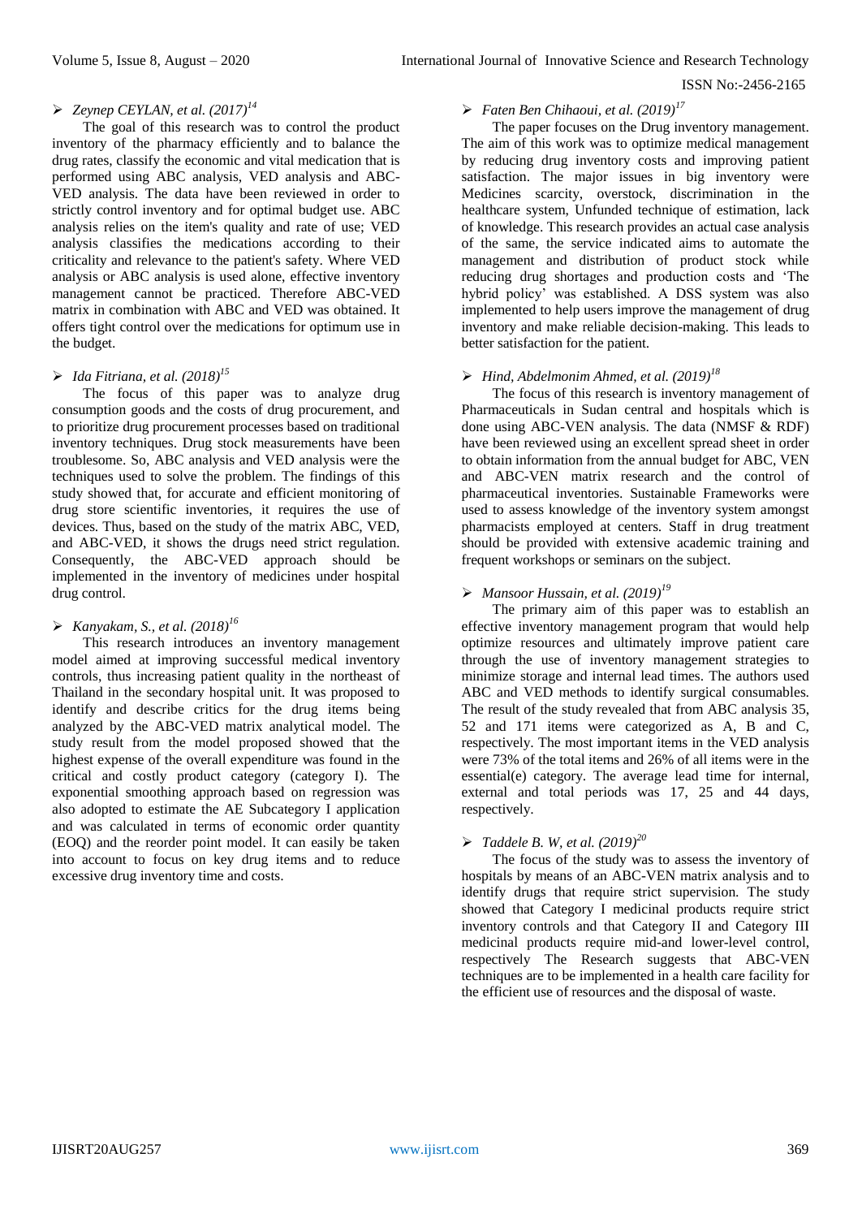- *Zeynep CEYLAN, et al. (2017)*[14]

The goal of this research was to control the product inventory of the pharmacy efficiently and to balance the drug rates, classify the economic and vital medication that is performed using ABC analysis, VED analysis and ABC-VED analysis. The data have been reviewed in order to strictly control inventory and for optimal budget use. ABC analysis relies on the item's quality and rate of use; VED analysis classifies the medications according to their criticality and relevance to the patient's safety. Where VED analysis or ABC analysis is used alone, effective inventory management cannot be practiced. Therefore ABC-VED matrix in combination with ABC and VED was obtained. It offers tight control over the medications for optimum use in the budget.

- *Ida Fitriana, et al. (2018)*[15]

The focus of this paper was to analyze drug consumption goods and the costs of drug procurement, and to prioritize drug procurement processes based on traditional inventory techniques. Drug stock measurements have been troublesome. So, ABC analysis and VED analysis were the techniques used to solve the problem. The findings of this study showed that, for accurate and efficient monitoring of drug store scientific inventories, it requires the use of devices. Thus, based on the study of the matrix ABC, VED, and ABC-VED, it shows the drugs need strict regulation. Consequently, the ABC-VED approach should be implemented in the inventory of medicines under hospital drug control.

- *Kanyakam, S., et al. (2018)*[16]

This research introduces an inventory management model aimed at improving successful medical inventory controls, thus increasing patient quality in the northeast of Thailand in the secondary hospital unit. It was proposed to identify and describe critics for the drug items being analyzed by the ABC-VED matrix analytical model. The study result from the model proposed showed that the highest expense of the overall expenditure was found in the critical and costly product category (category I). The exponential smoothing approach based on regression was also adopted to estimate the AE Subcategory I application and was calculated in terms of economic order quantity (EOQ) and the reorder point model. It can easily be taken into account to focus on key drug items and to reduce excessive drug inventory time and costs.

- *Faten Ben Chihaoui, et al. (2019)*[17]

The paper focuses on the Drug inventory management. The aim of this work was to optimize medical management by reducing drug inventory costs and improving patient satisfaction. The major issues in big inventory were Medicines scarcity, overstock, discrimination in the healthcare system, Unfunded technique of estimation, lack of knowledge. This research provides an actual case analysis of the same, the service indicated aims to automate the management and distribution of product stock while reducing drug shortages and production costs and 'The hybrid policy' was established. A DSS system was also implemented to help users improve the management of drug inventory and make reliable decision-making. This leads to better satisfaction for the patient.

- *Hind, Abdelmonim Ahmed, et al. (2019)*[18]

The focus of this research is inventory management of Pharmaceuticals in Sudan central and hospitals which is done using ABC-VEN analysis. The data (NMSF & RDF) have been reviewed using an excellent spread sheet in order to obtain information from the annual budget for ABC, VEN and ABC-VEN matrix research and the control of pharmaceutical inventories. Sustainable Frameworks were used to assess knowledge of the inventory system amongst pharmacists employed at centers. Staff in drug treatment should be provided with extensive academic training and frequent workshops or seminars on the subject.

- *Mansoor Hussain, et al. (2019)*[19]

The primary aim of this paper was to establish an effective inventory management program that would help optimize resources and ultimately improve patient care through the use of inventory management strategies to minimize storage and internal lead times. The authors used ABC and VED methods to identify surgical consumables. The result of the study revealed that from ABC analysis 35, 52 and 171 items were categorized as A, B and C, respectively. The most important items in the VED analysis were 73% of the total items and 26% of all items were in the essential(e) category. The average lead time for internal, external and total periods was 17, 25 and 44 days, respectively.

- *Taddele B. W, et al. (2019)*[20]

The focus of the study was to assess the inventory of hospitals by means of an ABC-VEN matrix analysis and to identify drugs that require strict supervision. The study showed that Category I medicinal products require strict inventory controls and that Category II and Category III medicinal products require mid-and lower-level control, respectively The Research suggests that ABC-VEN techniques are to be implemented in a health care facility for the efficient use of resources and the disposal of waste.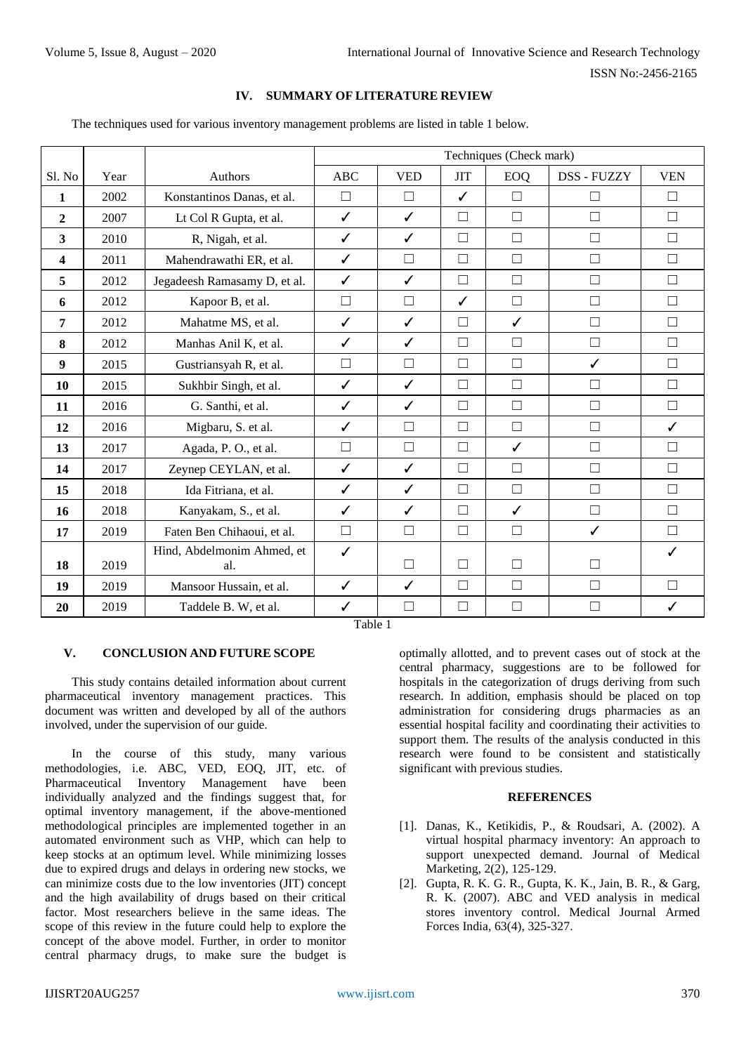## IV. SUMMARY OF LITERATURE REVIEW

The techniques used for various inventory management problems are listed in table 1 below.

| Sl. No | Year | Authors | Techniques (Check mark) | | | | | |
|---|---|---|---|---|---|---|---|---|
| | | | ABC | VED | JIT | EOQ | DSS - FUZZY | VEN |
| **1** | 2002 | Konstantinos Danas, et al. | ☐ | ☐ | ✓ | ☐ | ☐ | ☐ |
| **2** | 2007 | Lt Col R Gupta, et al. | ✓ | ✓ | ☐ | ☐ | ☐ | ☐ |
| **3** | 2010 | R, Nigah, et al. | ✓ | ✓ | ☐ | ☐ | ☐ | ☐ |
| **4** | 2011 | Mahendrawathi ER, et al. | ✓ | ☐ | ☐ | ☐ | ☐ | ☐ |
| **5** | 2012 | Jegadeesh Ramasamy D, et al. | ✓ | ✓ | ☐ | ☐ | ☐ | ☐ |
| **6** | 2012 | Kapoor B, et al. | ☐ | ☐ | ✓ | ☐ | ☐ | ☐ |
| **7** | 2012 | Mahatme MS, et al. | ✓ | ✓ | ☐ | ✓ | ☐ | ☐ |
| **8** | 2012 | Manhas Anil K, et al. | ✓ | ✓ | ☐ | ☐ | ☐ | ☐ |
| **9** | 2015 | Gustriansyah R, et al. | ☐ | ☐ | ☐ | ☐ | ✓ | ☐ |
| **10** | 2015 | Sukhbir Singh, et al. | ✓ | ✓ | ☐ | ☐ | ☐ | ☐ |
| **11** | 2016 | G. Santhi, et al. | ✓ | ✓ | ☐ | ☐ | ☐ | ☐ |
| **12** | 2016 | Migbaru, S. et al. | ✓ | ☐ | ☐ | ☐ | ☐ | ✓ |
| **13** | 2017 | Agada, P. O., et al. | ☐ | ☐ | ☐ | ✓ | ☐ | ☐ |
| **14** | 2017 | Zeynep CEYLAN, et al. | ✓ | ✓ | ☐ | ☐ | ☐ | ☐ |
| **15** | 2018 | Ida Fitriana, et al. | ✓ | ✓ | ☐ | ☐ | ☐ | ☐ |
| **16** | 2018 | Kanyakam, S., et al. | ✓ | ✓ | ☐ | ✓ | ☐ | ☐ |
| **17** | 2019 | Faten Ben Chihaoui, et al. | ☐ | ☐ | ☐ | ☐ | ✓ | ☐ |
| **18** | 2019 | Hind, Abdelmonim Ahmed, et al. | ✓ | ☐ | ☐ | ☐ | ☐ | ✓ |
| **19** | 2019 | Mansoor Hussain, et al. | ✓ | ✓ | ☐ | ☐ | ☐ | ☐ |
| **20** | 2019 | Taddele B. W, et al. | ✓ | ☐ | ☐ | ☐ | ☐ | ✓ |

Table 1

## V. CONCLUSION AND FUTURE SCOPE

This study contains detailed information about current pharmaceutical inventory management practices. This document was written and developed by all of the authors involved, under the supervision of our guide.

In the course of this study, many various methodologies, i.e. ABC, VED, EOQ, JIT, etc. of Pharmaceutical Inventory Management have been individually analyzed and the findings suggest that, for optimal inventory management, if the above-mentioned methodological principles are implemented together in an automated environment such as VHP, which can help to keep stocks at an optimum level. While minimizing losses due to expired drugs and delays in ordering new stocks, we can minimize costs due to the low inventories (JIT) concept and the high availability of drugs based on their critical factor. Most researchers believe in the same ideas. The scope of this review in the future could help to explore the concept of the above model. Further, in order to monitor central pharmacy drugs, to make sure the budget is optimally allotted, and to prevent cases out of stock at the central pharmacy, suggestions are to be followed for hospitals in the categorization of drugs deriving from such research. In addition, emphasis should be placed on top administration for considering drugs pharmacies as an essential hospital facility and coordinating their activities to support them. The results of the analysis conducted in this research were found to be consistent and statistically significant with previous studies.

## REFERENCES

[1]. Danas, K., Ketikidis, P., & Roudsari, A. (2002). A virtual hospital pharmacy inventory: An approach to support unexpected demand. Journal of Medical Marketing, 2(2), 125-129.

[2]. Gupta, R. K. G. R., Gupta, K. K., Jain, B. R., & Garg, R. K. (2007). ABC and VED analysis in medical stores inventory control. Medical Journal Armed Forces India, 63(4), 325-327.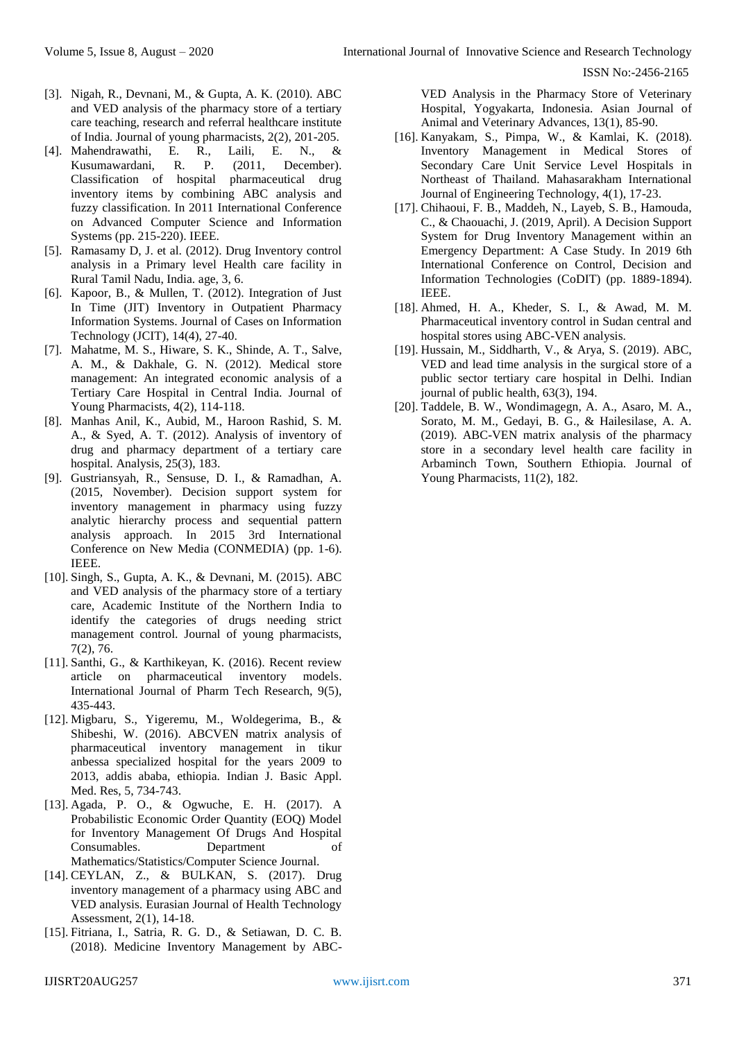[3]. Nigah, R., Devnani, M., & Gupta, A. K. (2010). ABC and VED analysis of the pharmacy store of a tertiary care teaching, research and referral healthcare institute of India. Journal of young pharmacists, 2(2), 201-205.

[4]. Mahendrawathi, E. R., Laili, E. N., & Kusumawardani, R. P. (2011, December). Classification of hospital pharmaceutical drug inventory items by combining ABC analysis and fuzzy classification. In 2011 International Conference on Advanced Computer Science and Information Systems (pp. 215-220). IEEE.

[5]. Ramasamy D, J. et al. (2012). Drug Inventory control analysis in a Primary level Health care facility in Rural Tamil Nadu, India. age, 3, 6.

[6]. Kapoor, B., & Mullen, T. (2012). Integration of Just In Time (JIT) Inventory in Outpatient Pharmacy Information Systems. Journal of Cases on Information Technology (JCIT), 14(4), 27-40.

[7]. Mahatme, M. S., Hiware, S. K., Shinde, A. T., Salve, A. M., & Dakhale, G. N. (2012). Medical store management: An integrated economic analysis of a Tertiary Care Hospital in Central India. Journal of Young Pharmacists, 4(2), 114-118.

[8]. Manhas Anil, K., Aubid, M., Haroon Rashid, S. M. A., & Syed, A. T. (2012). Analysis of inventory of drug and pharmacy department of a tertiary care hospital. Analysis, 25(3), 183.

[9]. Gustriansyah, R., Sensuse, D. I., & Ramadhan, A. (2015, November). Decision support system for inventory management in pharmacy using fuzzy analytic hierarchy process and sequential pattern analysis approach. In 2015 3rd International Conference on New Media (CONMEDIA) (pp. 1-6). IEEE.

[10]. Singh, S., Gupta, A. K., & Devnani, M. (2015). ABC and VED analysis of the pharmacy store of a tertiary care, Academic Institute of the Northern India to identify the categories of drugs needing strict management control. Journal of young pharmacists, 7(2), 76.

[11]. Santhi, G., & Karthikeyan, K. (2016). Recent review article on pharmaceutical inventory models. International Journal of Pharm Tech Research, 9(5), 435-443.

[12]. Migbaru, S., Yigeremu, M., Woldegerima, B., & Shibeshi, W. (2016). ABCVEN matrix analysis of pharmaceutical inventory management in tikur anbessa specialized hospital for the years 2009 to 2013, addis ababa, ethiopia. Indian J. Basic Appl. Med. Res, 5, 734-743.

[13]. Agada, P. O., & Ogwuche, E. H. (2017). A Probabilistic Economic Order Quantity (EOQ) Model for Inventory Management Of Drugs And Hospital Consumables. Department of Mathematics/Statistics/Computer Science Journal.

[14]. CEYLAN, Z., & BULKAN, S. (2017). Drug inventory management of a pharmacy using ABC and VED analysis. Eurasian Journal of Health Technology Assessment, 2(1), 14-18.

[15]. Fitriana, I., Satria, R. G. D., & Setiawan, D. C. B. (2018). Medicine Inventory Management by ABC-VED Analysis in the Pharmacy Store of Veterinary Hospital, Yogyakarta, Indonesia. Asian Journal of Animal and Veterinary Advances, 13(1), 85-90.

[16]. Kanyakam, S., Pimpa, W., & Kamlai, K. (2018). Inventory Management in Medical Stores of Secondary Care Unit Service Level Hospitals in Northeast of Thailand. Mahasarakham International Journal of Engineering Technology, 4(1), 17-23.

[17]. Chihaoui, F. B., Maddeh, N., Layeb, S. B., Hamouda, C., & Chaouachi, J. (2019, April). A Decision Support System for Drug Inventory Management within an Emergency Department: A Case Study. In 2019 6th International Conference on Control, Decision and Information Technologies (CoDIT) (pp. 1889-1894). IEEE.

[18]. Ahmed, H. A., Kheder, S. I., & Awad, M. M. Pharmaceutical inventory control in Sudan central and hospital stores using ABC-VEN analysis.

[19]. Hussain, M., Siddharth, V., & Arya, S. (2019). ABC, VED and lead time analysis in the surgical store of a public sector tertiary care hospital in Delhi. Indian journal of public health, 63(3), 194.

[20]. Taddele, B. W., Wondimagegn, A. A., Asaro, M. A., Sorato, M. M., Gedayi, B. G., & Hailesilase, A. A. (2019). ABC-VEN matrix analysis of the pharmacy store in a secondary level health care facility in Arbaminch Town, Southern Ethiopia. Journal of Young Pharmacists, 11(2), 182.